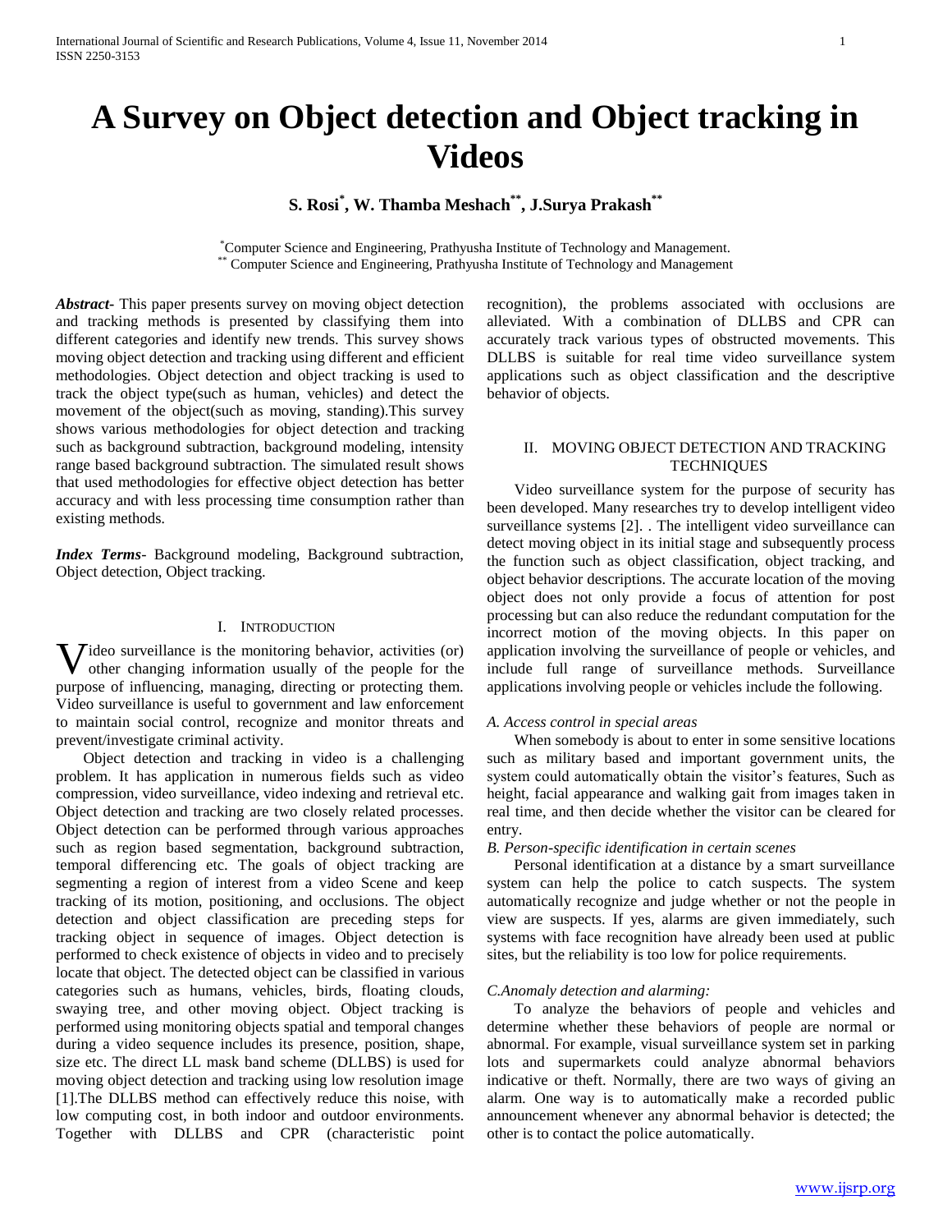# A Survey on Object detection and Object tracking in Videos

**S. Rosi[*], W. Thamba Meshach[**], J.Surya Prakash[**]**

[*]Computer Science and Engineering, Prathyusha Institute of Technology and Management.
[**] Computer Science and Engineering, Prathyusha Institute of Technology and Management

***Abstract***- This paper presents survey on moving object detection and tracking methods is presented by classifying them into different categories and identify new trends. This survey shows moving object detection and tracking using different and efficient methodologies. Object detection and object tracking is used to track the object type(such as human, vehicles) and detect the movement of the object(such as moving, standing).This survey shows various methodologies for object detection and tracking such as background subtraction, background modeling, intensity range based background subtraction. The simulated result shows that used methodologies for effective object detection has better accuracy and with less processing time consumption rather than existing methods.

***Index Terms***- Background modeling, Background subtraction, Object detection, Object tracking.

## I. Introduction

Video surveillance is the monitoring behavior, activities (or) other changing information usually of the people for the purpose of influencing, managing, directing or protecting them. Video surveillance is useful to government and law enforcement to maintain social control, recognize and monitor threats and prevent/investigate criminal activity.

Object detection and tracking in video is a challenging problem. It has application in numerous fields such as video compression, video surveillance, video indexing and retrieval etc. Object detection and tracking are two closely related processes. Object detection can be performed through various approaches such as region based segmentation, background subtraction, temporal differencing etc. The goals of object tracking are segmenting a region of interest from a video Scene and keep tracking of its motion, positioning, and occlusions. The object detection and object classification are preceding steps for tracking object in sequence of images. Object detection is performed to check existence of objects in video and to precisely locate that object. The detected object can be classified in various categories such as humans, vehicles, birds, floating clouds, swaying tree, and other moving object. Object tracking is performed using monitoring objects spatial and temporal changes during a video sequence includes its presence, position, shape, size etc. The direct LL mask band scheme (DLLBS) is used for moving object detection and tracking using low resolution image [1].The DLLBS method can effectively reduce this noise, with low computing cost, in both indoor and outdoor environments. Together with DLLBS and CPR (characteristic point recognition), the problems associated with occlusions are alleviated. With a combination of DLLBS and CPR can accurately track various types of obstructed movements. This DLLBS is suitable for real time video surveillance system applications such as object classification and the descriptive behavior of objects.

## II. Moving Object Detection and Tracking Techniques

Video surveillance system for the purpose of security has been developed. Many researches try to develop intelligent video surveillance systems [2]. . The intelligent video surveillance can detect moving object in its initial stage and subsequently process the function such as object classification, object tracking, and object behavior descriptions. The accurate location of the moving object does not only provide a focus of attention for post processing but can also reduce the redundant computation for the incorrect motion of the moving objects. In this paper on application involving the surveillance of people or vehicles, and include full range of surveillance methods. Surveillance applications involving people or vehicles include the following.

*A. Access control in special areas*

When somebody is about to enter in some sensitive locations such as military based and important government units, the system could automatically obtain the visitor's features, Such as height, facial appearance and walking gait from images taken in real time, and then decide whether the visitor can be cleared for entry.

*B. Person-specific identification in certain scenes*

Personal identification at a distance by a smart surveillance system can help the police to catch suspects. The system automatically recognize and judge whether or not the people in view are suspects. If yes, alarms are given immediately, such systems with face recognition have already been used at public sites, but the reliability is too low for police requirements.

*C.Anomaly detection and alarming:*

To analyze the behaviors of people and vehicles and determine whether these behaviors of people are normal or abnormal. For example, visual surveillance system set in parking lots and supermarkets could analyze abnormal behaviors indicative or theft. Normally, there are two ways of giving an alarm. One way is to automatically make a recorded public announcement whenever any abnormal behavior is detected; the other is to contact the police automatically.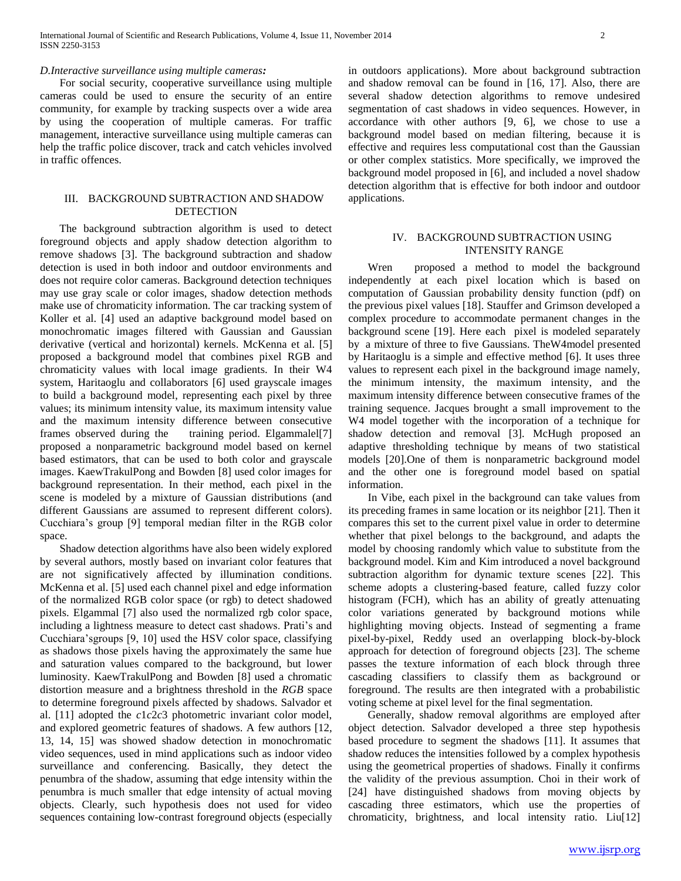*D.Interactive surveillance using multiple cameras:*

For social security, cooperative surveillance using multiple cameras could be used to ensure the security of an entire community, for example by tracking suspects over a wide area by using the cooperation of multiple cameras. For traffic management, interactive surveillance using multiple cameras can help the traffic police discover, track and catch vehicles involved in traffic offences.

## III. BACKGROUND SUBTRACTION AND SHADOW DETECTION

The background subtraction algorithm is used to detect foreground objects and apply shadow detection algorithm to remove shadows [3]. The background subtraction and shadow detection is used in both indoor and outdoor environments and does not require color cameras. Background detection techniques may use gray scale or color images, shadow detection methods make use of chromaticity information. The car tracking system of Koller et al. [4] used an adaptive background model based on monochromatic images filtered with Gaussian and Gaussian derivative (vertical and horizontal) kernels. McKenna et al. [5] proposed a background model that combines pixel RGB and chromaticity values with local image gradients. In their W4 system, Haritaoglu and collaborators [6] used grayscale images to build a background model, representing each pixel by three values; its minimum intensity value, its maximum intensity value and the maximum intensity difference between consecutive frames observed during the training period. Elgammalel[7] proposed a nonparametric background model based on kernel based estimators, that can be used to both color and grayscale images. KaewTrakulPong and Bowden [8] used color images for background representation. In their method, each pixel in the scene is modeled by a mixture of Gaussian distributions (and different Gaussians are assumed to represent different colors). Cucchiara's group [9] temporal median filter in the RGB color space.

Shadow detection algorithms have also been widely explored by several authors, mostly based on invariant color features that are not significatively affected by illumination conditions. McKenna et al. [5] used each channel pixel and edge information of the normalized RGB color space (or rgb) to detect shadowed pixels. Elgammal [7] also used the normalized rgb color space, including a lightness measure to detect cast shadows. Prati's and Cucchiara'sgroups [9, 10] used the HSV color space, classifying as shadows those pixels having the approximately the same hue and saturation values compared to the background, but lower luminosity. KaewTrakulPong and Bowden [8] used a chromatic distortion measure and a brightness threshold in the *RGB* space to determine foreground pixels affected by shadows. Salvador et al. [11] adopted the $c1c2c3$ photometric invariant color model, and explored geometric features of shadows. A few authors [12, 13, 14, 15] was showed shadow detection in monochromatic video sequences, used in mind applications such as indoor video surveillance and conferencing. Basically, they detect the penumbra of the shadow, assuming that edge intensity within the penumbra is much smaller that edge intensity of actual moving objects. Clearly, such hypothesis does not used for video sequences containing low-contrast foreground objects (especially in outdoors applications). More about background subtraction and shadow removal can be found in [16, 17]. Also, there are several shadow detection algorithms to remove undesired segmentation of cast shadows in video sequences. However, in accordance with other authors [9, 6], we chose to use a background model based on median filtering, because it is effective and requires less computational cost than the Gaussian or other complex statistics. More specifically, we improved the background model proposed in [6], and included a novel shadow detection algorithm that is effective for both indoor and outdoor applications.

## IV. BACKGROUND SUBTRACTION USING INTENSITY RANGE

Wren proposed a method to model the background independently at each pixel location which is based on computation of Gaussian probability density function (pdf) on the previous pixel values [18]. Stauffer and Grimson developed a complex procedure to accommodate permanent changes in the background scene [19]. Here each pixel is modeled separately by a mixture of three to five Gaussians. TheW4model presented by Haritaoglu is a simple and effective method [6]. It uses three values to represent each pixel in the background image namely, the minimum intensity, the maximum intensity, and the maximum intensity difference between consecutive frames of the training sequence. Jacques brought a small improvement to the W4 model together with the incorporation of a technique for shadow detection and removal [3]. McHugh proposed an adaptive thresholding technique by means of two statistical models [20].One of them is nonparametric background model and the other one is foreground model based on spatial information.

In Vibe, each pixel in the background can take values from its preceding frames in same location or its neighbor [21]. Then it compares this set to the current pixel value in order to determine whether that pixel belongs to the background, and adapts the model by choosing randomly which value to substitute from the background model. Kim and Kim introduced a novel background subtraction algorithm for dynamic texture scenes [22]. This scheme adopts a clustering-based feature, called fuzzy color histogram (FCH), which has an ability of greatly attenuating color variations generated by background motions while highlighting moving objects. Instead of segmenting a frame pixel-by-pixel, Reddy used an overlapping block-by-block approach for detection of foreground objects [23]. The scheme passes the texture information of each block through three cascading classifiers to classify them as background or foreground. The results are then integrated with a probabilistic voting scheme at pixel level for the final segmentation.

Generally, shadow removal algorithms are employed after object detection. Salvador developed a three step hypothesis based procedure to segment the shadows [11]. It assumes that shadow reduces the intensities followed by a complex hypothesis using the geometrical properties of shadows. Finally it confirms the validity of the previous assumption. Choi in their work of [24] have distinguished shadows from moving objects by cascading three estimators, which use the properties of chromaticity, brightness, and local intensity ratio. Liu[12]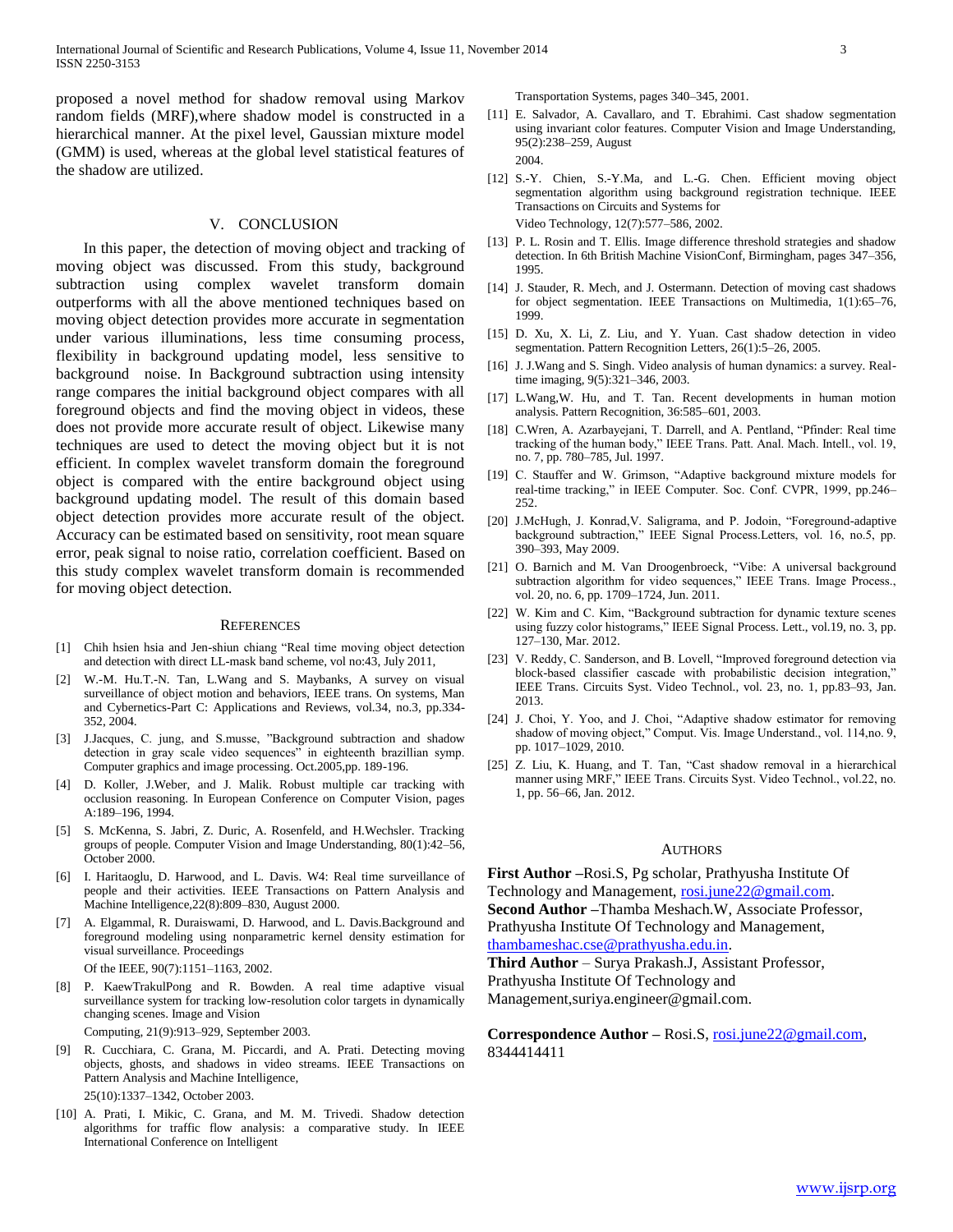proposed a novel method for shadow removal using Markov random fields (MRF),where shadow model is constructed in a hierarchical manner. At the pixel level, Gaussian mixture model (GMM) is used, whereas at the global level statistical features of the shadow are utilized.

## V. CONCLUSION

In this paper, the detection of moving object and tracking of moving object was discussed. From this study, background subtraction using complex wavelet transform domain outperforms with all the above mentioned techniques based on moving object detection provides more accurate in segmentation under various illuminations, less time consuming process, flexibility in background updating model, less sensitive to background noise. In Background subtraction using intensity range compares the initial background object compares with all foreground objects and find the moving object in videos, these does not provide more accurate result of object. Likewise many techniques are used to detect the moving object but it is not efficient. In complex wavelet transform domain the foreground object is compared with the entire background object using background updating model. The result of this domain based object detection provides more accurate result of the object. Accuracy can be estimated based on sensitivity, root mean square error, peak signal to noise ratio, correlation coefficient. Based on this study complex wavelet transform domain is recommended for moving object detection.

## REFERENCES

[1] Chih hsien hsia and Jen-shiun chiang "Real time moving object detection and detection with direct LL-mask band scheme, vol no:43, July 2011,

[2] W.-M. Hu.T.-N. Tan, L.Wang and S. Maybanks, A survey on visual surveillance of object motion and behaviors, IEEE trans. On systems, Man and Cybernetics-Part C: Applications and Reviews, vol.34, no.3, pp.334-352, 2004.

[3] J.Jacques, C. jung, and S.musse, "Background subtraction and shadow detection in gray scale video sequences" in eighteenth brazillian symp. Computer graphics and image processing. Oct.2005,pp. 189-196.

[4] D. Koller, J.Weber, and J. Malik. Robust multiple car tracking with occlusion reasoning. In European Conference on Computer Vision, pages A:189–196, 1994.

[5] S. McKenna, S. Jabri, Z. Duric, A. Rosenfeld, and H.Wechsler. Tracking groups of people. Computer Vision and Image Understanding, 80(1):42–56, October 2000.

[6] I. Haritaoglu, D. Harwood, and L. Davis. W4: Real time surveillance of people and their activities. IEEE Transactions on Pattern Analysis and Machine Intelligence,22(8):809–830, August 2000.

[7] A. Elgammal, R. Duraiswami, D. Harwood, and L. Davis.Background and foreground modeling using nonparametric kernel density estimation for visual surveillance. Proceedings Of the IEEE, 90(7):1151–1163, 2002.

[8] P. KaewTrakulPong and R. Bowden. A real time adaptive visual surveillance system for tracking low-resolution color targets in dynamically changing scenes. Image and Vision Computing, 21(9):913–929, September 2003.

[9] R. Cucchiara, C. Grana, M. Piccardi, and A. Prati. Detecting moving objects, ghosts, and shadows in video streams. IEEE Transactions on Pattern Analysis and Machine Intelligence, 25(10):1337–1342, October 2003.

[10] A. Prati, I. Mikic, C. Grana, and M. M. Trivedi. Shadow detection algorithms for traffic flow analysis: a comparative study. In IEEE International Conference on Intelligent Transportation Systems, pages 340–345, 2001.

[11] E. Salvador, A. Cavallaro, and T. Ebrahimi. Cast shadow segmentation using invariant color features. Computer Vision and Image Understanding, 95(2):238–259, August 2004.

[12] S.-Y. Chien, S.-Y.Ma, and L.-G. Chen. Efficient moving object segmentation algorithm using background registration technique. IEEE Transactions on Circuits and Systems for Video Technology, 12(7):577–586, 2002.

[13] P. L. Rosin and T. Ellis. Image difference threshold strategies and shadow detection. In 6th British Machine VisionConf, Birmingham, pages 347–356, 1995.

[14] J. Stauder, R. Mech, and J. Ostermann. Detection of moving cast shadows for object segmentation. IEEE Transactions on Multimedia, 1(1):65–76, 1999.

[15] D. Xu, X. Li, Z. Liu, and Y. Yuan. Cast shadow detection in video segmentation. Pattern Recognition Letters, 26(1):5–26, 2005.

[16] J. J.Wang and S. Singh. Video analysis of human dynamics: a survey. Real-time imaging, 9(5):321–346, 2003.

[17] L.Wang,W. Hu, and T. Tan. Recent developments in human motion analysis. Pattern Recognition, 36:585–601, 2003.

[18] C.Wren, A. Azarbayejani, T. Darrell, and A. Pentland, "Pfinder: Real time tracking of the human body," IEEE Trans. Patt. Anal. Mach. Intell., vol. 19, no. 7, pp. 780–785, Jul. 1997.

[19] C. Stauffer and W. Grimson, "Adaptive background mixture models for real-time tracking," in IEEE Computer. Soc. Conf. CVPR, 1999, pp.246–252.

[20] J.McHugh, J. Konrad,V. Saligrama, and P. Jodoin, "Foreground-adaptive background subtraction," IEEE Signal Process.Letters, vol. 16, no.5, pp. 390–393, May 2009.

[21] O. Barnich and M. Van Droogenbroeck, "Vibe: A universal background subtraction algorithm for video sequences," IEEE Trans. Image Process., vol. 20, no. 6, pp. 1709–1724, Jun. 2011.

[22] W. Kim and C. Kim, "Background subtraction for dynamic texture scenes using fuzzy color histograms," IEEE Signal Process. Lett., vol.19, no. 3, pp. 127–130, Mar. 2012.

[23] V. Reddy, C. Sanderson, and B. Lovell, "Improved foreground detection via block-based classifier cascade with probabilistic decision integration," IEEE Trans. Circuits Syst. Video Technol., vol. 23, no. 1, pp.83–93, Jan. 2013.

[24] J. Choi, Y. Yoo, and J. Choi, "Adaptive shadow estimator for removing shadow of moving object," Comput. Vis. Image Understand., vol. 114,no. 9, pp. 1017–1029, 2010.

[25] Z. Liu, K. Huang, and T. Tan, "Cast shadow removal in a hierarchical manner using MRF," IEEE Trans. Circuits Syst. Video Technol., vol.22, no. 1, pp. 56–66, Jan. 2012.

## AUTHORS

**First Author** –Rosi.S, Pg scholar, Prathyusha Institute Of Technology and Management, rosi.june22@gmail.com.

**Second Author** –Thamba Meshach.W, Associate Professor, Prathyusha Institute Of Technology and Management, thambameshac.cse@prathyusha.edu.in.

**Third Author** – Surya Prakash.J, Assistant Professor, Prathyusha Institute Of Technology and Management,suriya.engineer@gmail.com.

**Correspondence Author** – Rosi.S, rosi.june22@gmail.com, 8344414411